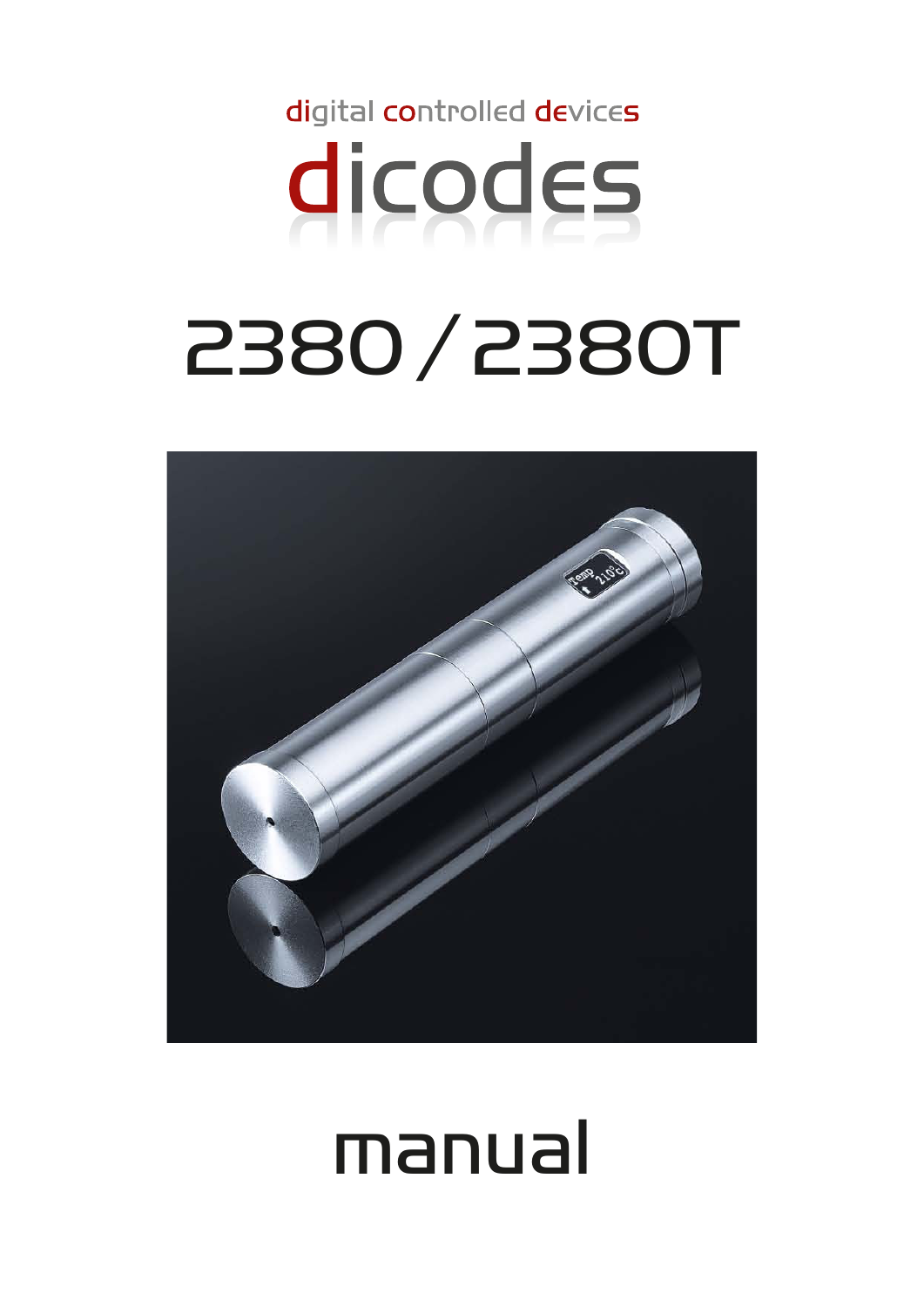digital controlled devices

# dicodes

# 2380 / 2380T

# manual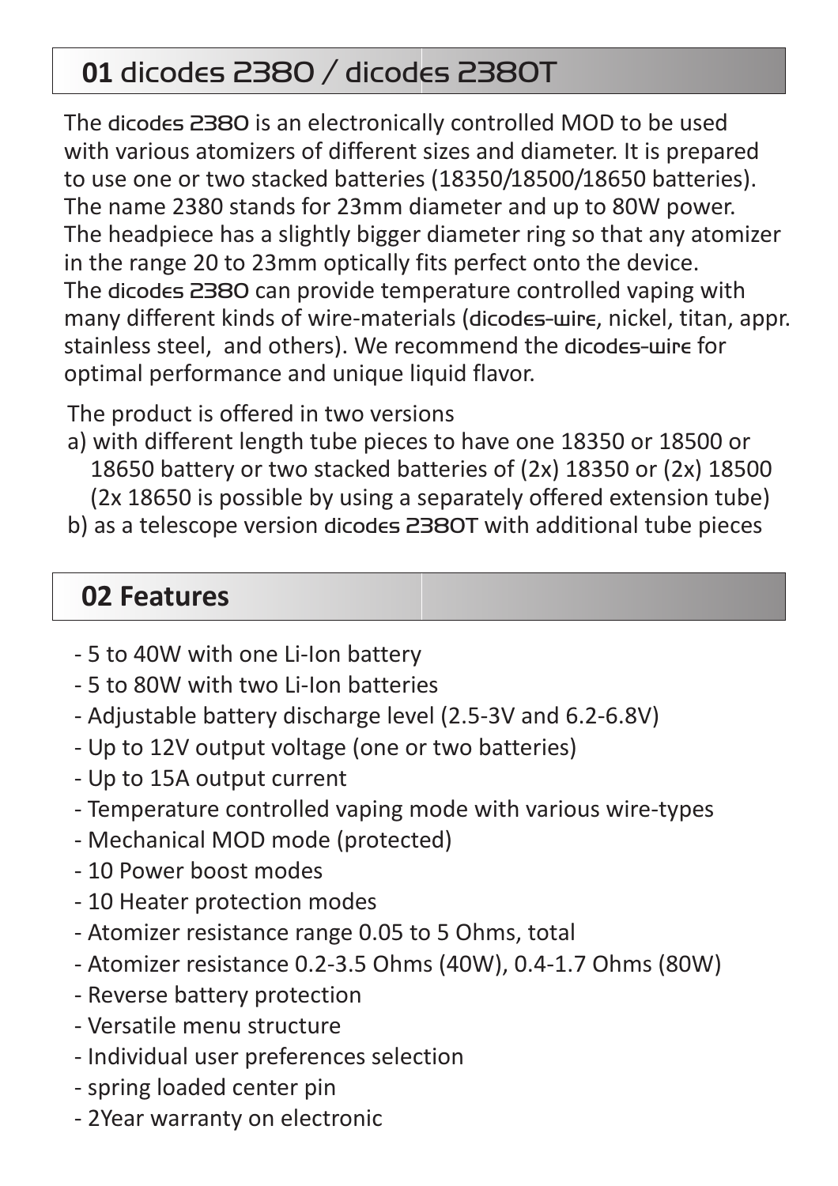## 01 dicodes 2380 / dicodes 2380T

The dicodes 2380 is an electronically controlled MOD to be used with various atomizers of different sizes and diameter. It is prepared to use one or two stacked batteries (18350/18500/18650 batteries). The name 2380 stands for 23mm diameter and up to 80W power. The headpiece has a slightly bigger diameter ring so that any atomizer in the range 20 to 23mm optically fits perfect onto the device. The dicodes 2380 can provide temperature controlled vaping with many different kinds of wire-materials (dicodes-wire, nickel, titan, appr. stainless steel, and others). We recommend the dicodes-wire for optimal performance and unique liquid flavor.

The product is offered in two versions

a) with different length tube pieces to have one 18350 or 18500 or 18650 battery or two stacked batteries of (2x) 18350 or (2x) 18500 (2x 18650 is possible by using a separately offered extension tube)

b) as a telescope version dicodes 2380T with additional tube pieces

## 02 Features

- 5 to 40W with one Li-Ion battery
- 5 to 80W with two Li-Ion batteries
- Adjustable battery discharge level (2.5-3V and 6.2-6.8V)
- Up to 12V output voltage (one or two batteries)
- Up to 15A output current
- Temperature controlled vaping mode with various wire-types
- Mechanical MOD mode (protected)
- 10 Power boost modes
- 10 Heater protection modes
- Atomizer resistance range 0.05 to 5 Ohms, total
- Atomizer resistance 0.2-3.5 Ohms (40W), 0.4-1.7 Ohms (80W)
- Reverse battery protection
- Versatile menu structure
- Individual user preferences selection
- spring loaded center pin
- 2Year warranty on electronic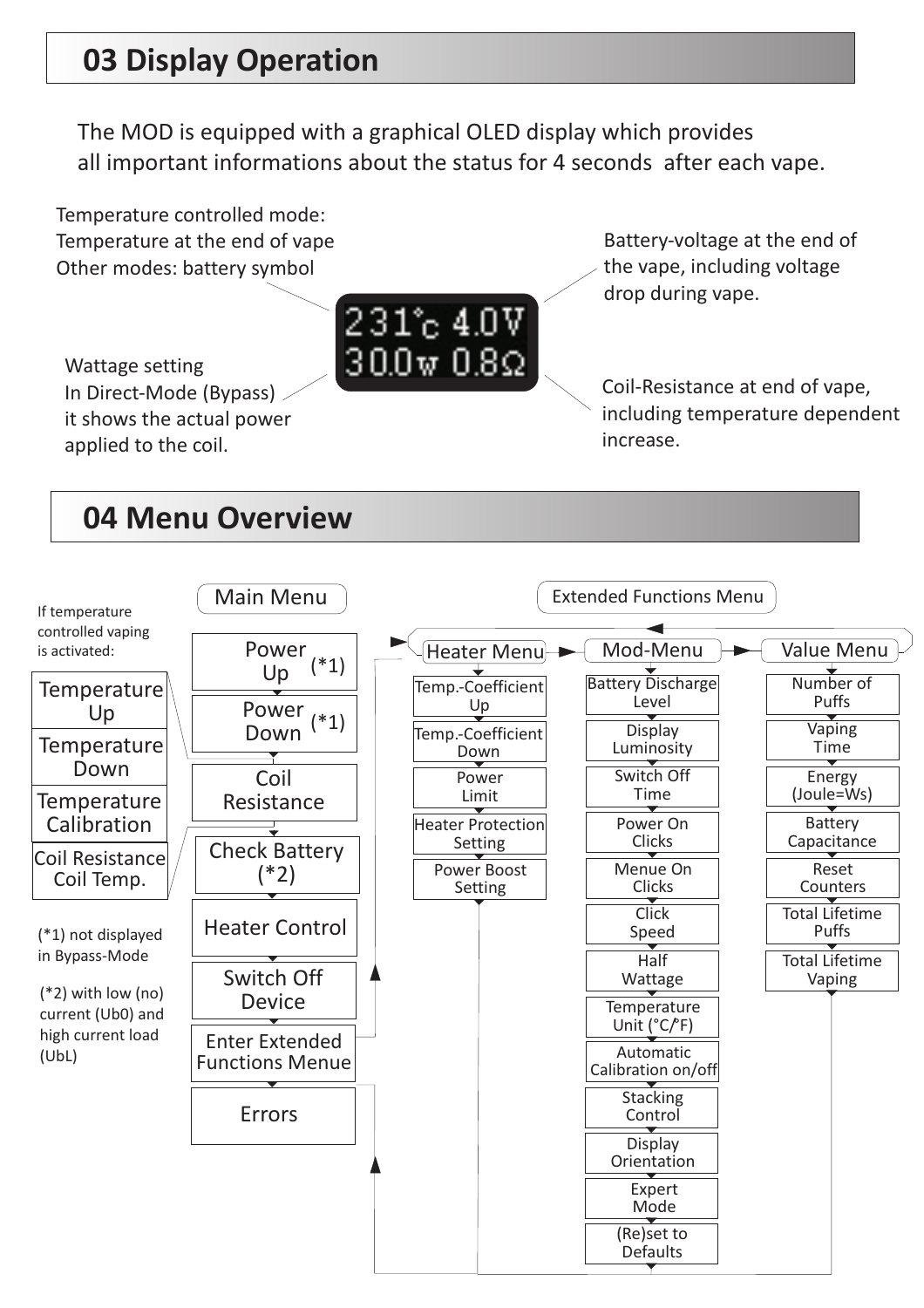## 03 Display Operation

The MOD is equipped with a graphical OLED display which provides all important informations about the status for 4 seconds after each vape.

```
231°c 4.0V
30.0w 0.8Ω
```

- Temperature controlled mode: Temperature at the end of vape. Other modes: battery symbol
- Battery-voltage at the end of the vape, including voltage drop during vape.
- Wattage setting. In Direct-Mode (Bypass) it shows the actual power applied to the coil.
- Coil-Resistance at end of vape, including temperature dependent increase.

## 04 Menu Overview

**Main Menu**

- Power Up (*1)
- Power Down (*1)
- Coil Resistance
- Check Battery (*2)
- Heater Control
- Switch Off Device
- Enter Extended Functions Menue
- Errors

If temperature controlled vaping is activated:

- Temperature Up
- Temperature Down
- Temperature Calibration
- Coil Resistance Coil Temp.

(*1) not displayed in Bypass-Mode

(*2) with low (no) current (Ub0) and high current load (UbL)

**Extended Functions Menu**

**Heater Menu**

- Temp.-Coefficient Up
- Temp.-Coefficient Down
- Power Limit
- Heater Protection Setting
- Power Boost Setting

**Mod-Menu**

- Battery Discharge Level
- Display Luminosity
- Switch Off Time
- Power On Clicks
- Menue On Clicks
- Click Speed
- Half Wattage
- Temperature Unit (°C/°F)
- Automatic Calibration on/off
- Stacking Control
- Display Orientation
- Expert Mode
- (Re)set to Defaults

**Value Menu**

- Number of Puffs
- Vaping Time
- Energy (Joule=Ws)
- Battery Capacitance
- Reset Counters
- Total Lifetime Puffs
- Total Lifetime Vaping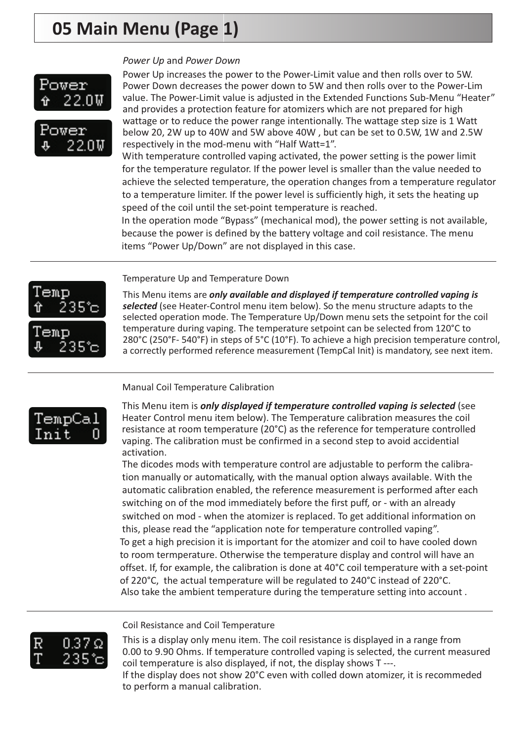# 05 Main Menu (Page 1)

*Power Up* and *Power Down*

Power Up increases the power to the Power-Limit value and then rolls over to 5W. Power Down decreases the power down to 5W and then rolls over to the Power-Lim value. The Power-Limit value is adjusted in the Extended Functions Sub-Menu “Heater” and provides a protection feature for atomizers which are not prepared for high wattage or to reduce the power range intentionally. The wattage step size is 1 Watt below 20, 2W up to 40W and 5W above 40W , but can be set to 0.5W, 1W and 2.5W respectively in the mod-menu with “Half Watt=1”.
With temperature controlled vaping activated, the power setting is the power limit for the temperature regulator. If the power level is smaller than the value needed to achieve the selected temperature, the operation changes from a temperature regulator to a temperature limiter. If the power level is sufficiently high, it sets the heating up speed of the coil until the set-point temperature is reached.
In the operation mode “Bypass” (mechanical mod), the power setting is not available, because the power is defined by the battery voltage and coil resistance. The menu items “Power Up/Down” are not displayed in this case.

---

Temperature Up and Temperature Down

This Menu items are ***only available and displayed if temperature controlled vaping is selected*** (see Heater-Control menu item below). So the menu structure adapts to the selected operation mode. The Temperature Up/Down menu sets the setpoint for the coil temperature during vaping. The temperature setpoint can be selected from 120°C to 280°C (250°F- 540°F) in steps of 5°C (10°F). To achieve a high precision temperature control, a correctly performed reference measurement (TempCal Init) is mandatory, see next item.

---

Manual Coil Temperature Calibration

This Menu item is ***only displayed if temperature controlled vaping is selected*** (see Heater Control menu item below). The Temperature calibration measures the coil resistance at room temperature (20°C) as the reference for temperature controlled vaping. The calibration must be confirmed in a second step to avoid accidential activation.
The dicodes mods with temperature control are adjustable to perform the calibration manually or automatically, with the manual option always available. With the automatic calibration enabled, the reference measurement is performed after each switching on of the mod immediately before the first puff, or - with an already switched on mod - when the atomizer is replaced. To get additional information on this, please read the “application note for temperature controlled vaping”.
To get a high precision it is important for the atomizer and coil to have cooled down to room termperature. Otherwise the temperature display and control will have an offset. If, for example, the calibration is done at 40°C coil temperature with a set-point of 220°C, the actual temperature will be regulated to 240°C instead of 220°C.
Also take the ambient temperature during the temperature setting into account .

---

Coil Resistance and Coil Temperature

This is a display only menu item. The coil resistance is displayed in a range from 0.00 to 9.90 Ohms. If temperature controlled vaping is selected, the current measured coil temperature is also displayed, if not, the display shows T ---.
If the display does not show 20°C even with colled down atomizer, it is recommeded to perform a manual calibration.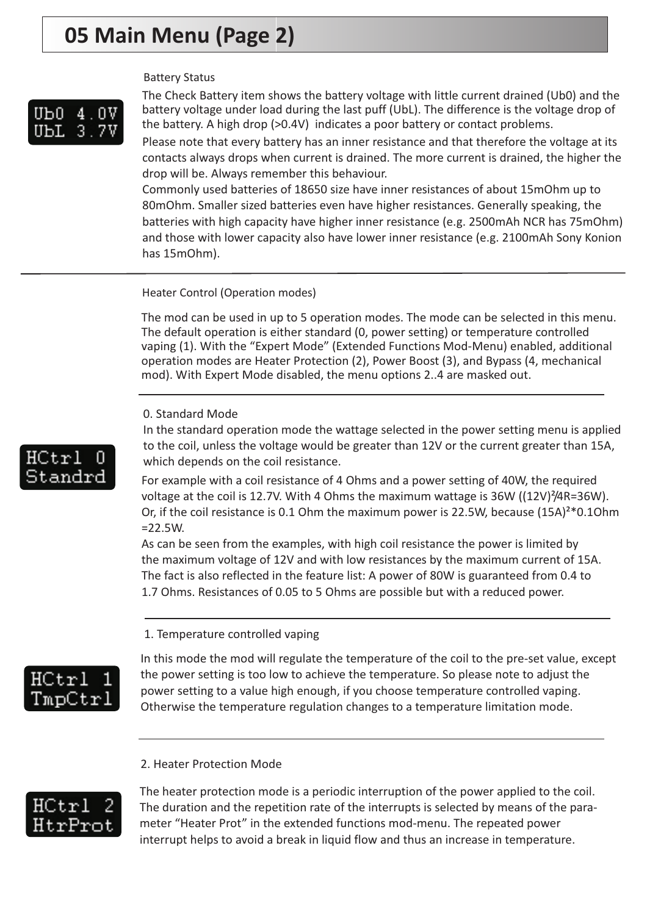# 05 Main Menu (Page 2)

```
Ub0 4.0V
UbL 3.7V
```

Battery Status

The Check Battery item shows the battery voltage with little current drained (Ub0) and the battery voltage under load during the last puff (UbL). The difference is the voltage drop of the battery. A high drop (>0.4V) indicates a poor battery or contact problems.

Please note that every battery has an inner resistance and that therefore the voltage at its contacts always drops when current is drained. The more current is drained, the higher the drop will be. Always remember this behaviour.

Commonly used batteries of 18650 size have inner resistances of about 15mOhm up to 80mOhm. Smaller sized batteries even have higher resistances. Generally speaking, the batteries with high capacity have higher inner resistance (e.g. 2500mAh NCR has 75mOhm) and those with lower capacity also have lower inner resistance (e.g. 2100mAh Sony Konion has 15mOhm).

---

Heater Control (Operation modes)

The mod can be used in up to 5 operation modes. The mode can be selected in this menu. The default operation is either standard (0, power setting) or temperature controlled vaping (1). With the "Expert Mode" (Extended Functions Mod-Menu) enabled, additional operation modes are Heater Protection (2), Power Boost (3), and Bypass (4, mechanical mod). With Expert Mode disabled, the menu options 2..4 are masked out.

---

```
HCtrl 0
Standrd
```

0. Standard Mode

In the standard operation mode the wattage selected in the power setting menu is applied to the coil, unless the voltage would be greater than 12V or the current greater than 15A, which depends on the coil resistance.

For example with a coil resistance of 4 Ohms and a power setting of 40W, the required voltage at the coil is 12.7V. With 4 Ohms the maximum wattage is 36W ($(12V)^2/4R=36W$). Or, if the coil resistance is 0.1 Ohm the maximum power is 22.5W, because $(15A)^2 * 0.1Ohm = 22.5W$.

As can be seen from the examples, with high coil resistance the power is limited by the maximum voltage of 12V and with low resistances by the maximum current of 15A. The fact is also reflected in the feature list: A power of 80W is guaranteed from 0.4 to 1.7 Ohms. Resistances of 0.05 to 5 Ohms are possible but with a reduced power.

---

```
HCtrl 1
TmpCtrl
```

1. Temperature controlled vaping

In this mode the mod will regulate the temperature of the coil to the pre-set value, except the power setting is too low to achieve the temperature. So please note to adjust the power setting to a value high enough, if you choose temperature controlled vaping. Otherwise the temperature regulation changes to a temperature limitation mode.

---

```
HCtrl 2
HtrProt
```

2. Heater Protection Mode

The heater protection mode is a periodic interruption of the power applied to the coil. The duration and the repetition rate of the interrupts is selected by means of the parameter "Heater Prot" in the extended functions mod-menu. The repeated power interrupt helps to avoid a break in liquid flow and thus an increase in temperature.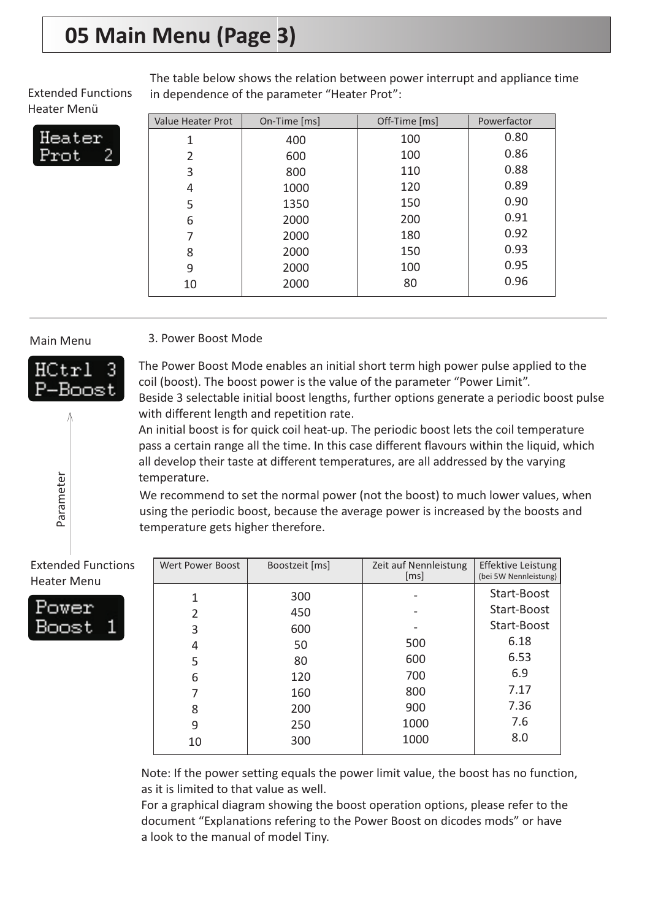# 05 Main Menu (Page 3)

Extended Functions
Heater Menü

Heater
Prot 2

The table below shows the relation between power interrupt and appliance time in dependence of the parameter “Heater Prot”:

| Value Heater Prot | On-Time [ms] | Off-Time [ms] | Powerfactor |
|---|---|---|---|
| 1 | 400 | 100 | 0.80 |
| 2 | 600 | 100 | 0.86 |
| 3 | 800 | 110 | 0.88 |
| 4 | 1000 | 120 | 0.89 |
| 5 | 1350 | 150 | 0.90 |
| 6 | 2000 | 200 | 0.91 |
| 7 | 2000 | 180 | 0.92 |
| 8 | 2000 | 150 | 0.93 |
| 9 | 2000 | 100 | 0.95 |
| 10 | 2000 | 80 | 0.96 |

---

Main Menu

HCtrl 3
P-Boost

Parameter

3. Power Boost Mode

The Power Boost Mode enables an initial short term high power pulse applied to the coil (boost). The boost power is the value of the parameter “Power Limit”.
Beside 3 selectable initial boost lengths, further options generate a periodic boost pulse with different length and repetition rate.
An initial boost is for quick coil heat-up. The periodic boost lets the coil temperature pass a certain range all the time. In this case different flavours within the liquid, which all develop their taste at different temperatures, are all addressed by the varying temperature.
We recommend to set the normal power (not the boost) to much lower values, when using the periodic boost, because the average power is increased by the boosts and temperature gets higher therefore.

Extended Functions
Heater Menu

Power
Boost 1

| Wert Power Boost | Boostzeit [ms] | Zeit auf Nennleistung [ms] | Effektive Leistung (bei 5W Nennleistung) |
|---|---|---|---|
| 1 | 300 | - | Start-Boost |
| 2 | 450 | - | Start-Boost |
| 3 | 600 | - | Start-Boost |
| 4 | 50 | 500 | 6.18 |
| 5 | 80 | 600 | 6.53 |
| 6 | 120 | 700 | 6.9 |
| 7 | 160 | 800 | 7.17 |
| 8 | 200 | 900 | 7.36 |
| 9 | 250 | 1000 | 7.6 |
| 10 | 300 | 1000 | 8.0 |

Note: If the power setting equals the power limit value, the boost has no function, as it is limited to that value as well.
For a graphical diagram showing the boost operation options, please refer to the document “Explanations refering to the Power Boost on dicodes mods” or have a look to the manual of model Tiny.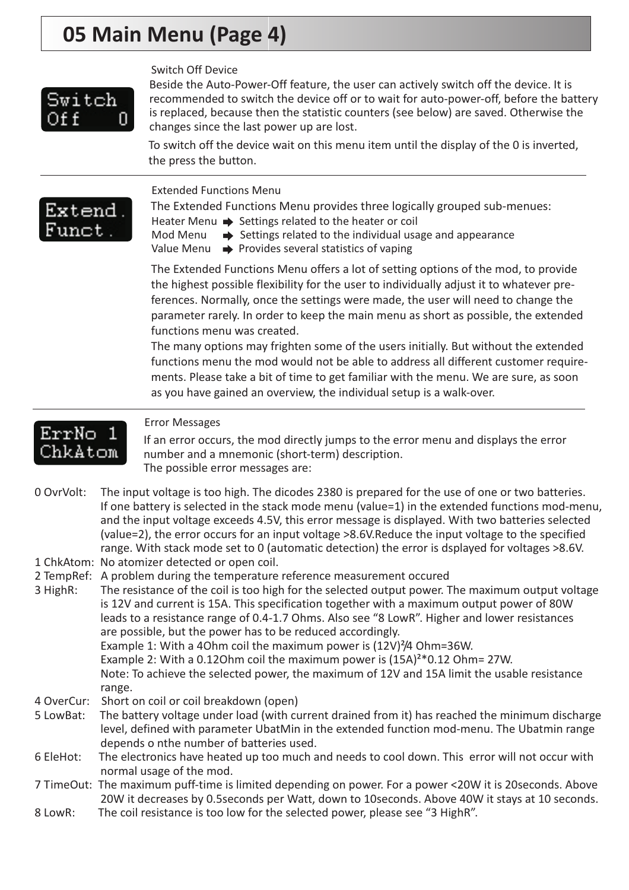# 05 Main Menu (Page 4)

Switch Off

Switch Off Device

Beside the Auto-Power-Off feature, the user can actively switch off the device. It is recommended to switch the device off or to wait for auto-power-off, before the battery is replaced, because then the statistic counters (see below) are saved. Otherwise the changes since the last power up are lost.

To switch off the device wait on this menu item until the display of the 0 is inverted, the press the button.

---

Extend. Funct.

Extended Functions Menu

The Extended Functions Menu provides three logically grouped sub-menues:

- Heater Menu ➡ Settings related to the heater or coil
- Mod Menu ➡ Settings related to the individual usage and appearance
- Value Menu ➡ Provides several statistics of vaping

The Extended Functions Menu offers a lot of setting options of the mod, to provide the highest possible flexibility for the user to individually adjust it to whatever preferences. Normally, once the settings were made, the user will need to change the parameter rarely. In order to keep the main menu as short as possible, the extended functions menu was created.

The many options may frighten some of the users initially. But without the extended functions menu the mod would not be able to address all different customer requirements. Please take a bit of time to get familiar with the menu. We are sure, as soon as you have gained an overview, the individual setup is a walk-over.

---

ErrNo 1 ChkAtom

Error Messages

If an error occurs, the mod directly jumps to the error menu and displays the error number and a mnemonic (short-term) description.
The possible error messages are:

0 OvrVolt: The input voltage is too high. The dicodes 2380 is prepared for the use of one or two batteries. If one battery is selected in the stack mode menu (value=1) in the extended functions mod-menu, and the input voltage exceeds 4.5V, this error message is displayed. With two batteries selected (value=2), the error occurs for an input voltage >8.6V.Reduce the input voltage to the specified range. With stack mode set to 0 (automatic detection) the error is dsplayed for voltages >8.6V.

1 ChkAtom: No atomizer detected or open coil.

2 TempRef: A problem during the temperature reference measurement occured

3 HighR: The resistance of the coil is too high for the selected output power. The maximum output voltage is 12V and current is 15A. This specification together with a maximum output power of 80W leads to a resistance range of 0.4-1.7 Ohms. Also see “8 LowR”. Higher and lower resistances are possible, but the power has to be reduced accordingly.
Example 1: With a 4Ohm coil the maximum power is $(12V)^2/4$ Ohm=36W.
Example 2: With a 0.12Ohm coil the maximum power is $(15A)^2 * 0.12$ Ohm= 27W.
Note: To achieve the selected power, the maximum of 12V and 15A limit the usable resistance range.

4 OverCur: Short on coil or coil breakdown (open)

5 LowBat: The battery voltage under load (with current drained from it) has reached the minimum discharge level, defined with parameter UbatMin in the extended function mod-menu. The Ubatmin range depends o nthe number of batteries used.

6 EleHot: The electronics have heated up too much and needs to cool down. This error will not occur with normal usage of the mod.

7 TimeOut: The maximum puff-time is limited depending on power. For a power <20W it is 20seconds. Above 20W it decreases by 0.5seconds per Watt, down to 10seconds. Above 40W it stays at 10 seconds.

8 LowR: The coil resistance is too low for the selected power, please see “3 HighR”.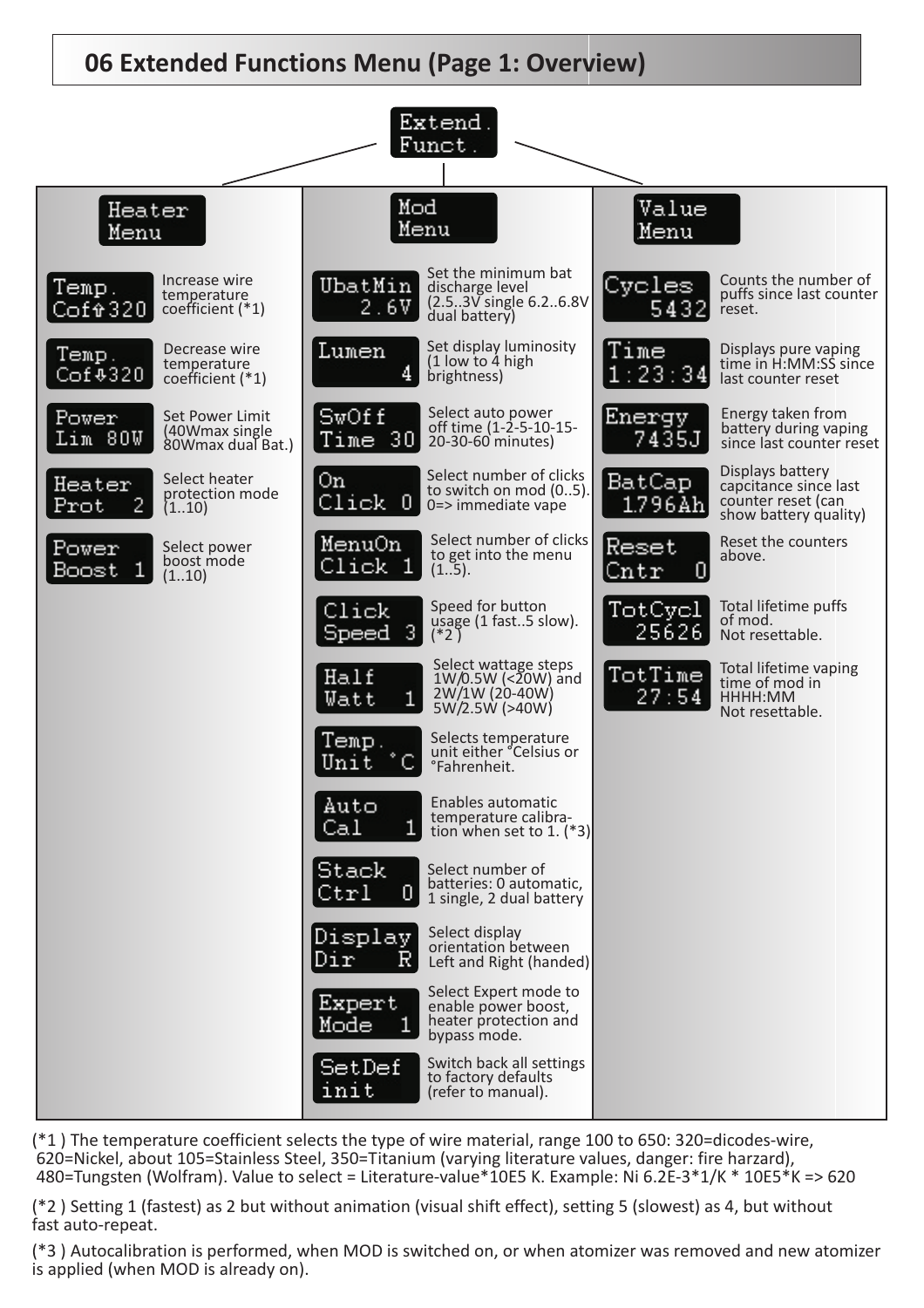## 06 Extended Functions Menu (Page 1: Overview)

**Extend. Funct.**

### Heater Menu

| Display | Description |
|---|---|
| Temp. Cof⇧320 | Increase wire temperature coefficient (*1) |
| Temp. Cof⇩320 | Decrease wire temperature coefficient (*1) |
| Power Lim 80W | Set Power Limit (40Wmax single 80Wmax dual Bat.) |
| Heater Prot 2 | Select heater protection mode (1..10) |
| Power Boost 1 | Select power boost mode (1..10) |

### Mod Menu

| Display | Description |
|---|---|
| UbatMin 2.6V | Set the minimum bat discharge level (2.5..3V single 6.2..6.8V dual battery) |
| Lumen 4 | Set display luminosity (1 low to 4 high brightness) |
| SwOff Time 30 | Select auto power off time (1-2-5-10-15-20-30-60 minutes) |
| On Click 0 | Select number of clicks to switch on mod (0..5). 0=> immediate vape |
| MenuOn Click 1 | Select number of clicks to get into the menu (1..5). |
| Click Speed 3 | Speed for button usage (1 fast..5 slow). (*2) |
| Half Watt 1 | Select wattage steps 1W/0.5W (<20W) and 2W/1W (20-40W) 5W/2.5W (>40W) |
| Temp. Unit °C | Selects temperature unit either °Celsius or °Fahrenheit. |
| Auto Cal 1 | Enables automatic temperature calibration when set to 1. (*3) |
| Stack Ctrl 0 | Select number of batteries: 0 automatic, 1 single, 2 dual battery |
| Display Dir R | Select display orientation between Left and Right (handed) |
| Expert Mode 1 | Select Expert mode to enable power boost, heater protection and bypass mode. |
| SetDef init | Switch back all settings to factory defaults (refer to manual). |

### Value Menu

| Display | Description |
|---|---|
| Cycles 5432 | Counts the number of puffs since last counter reset. |
| Time 1:23:34 | Displays pure vaping time in H:MM:SS since last counter reset |
| Energy 7435J | Energy taken from battery during vaping since last counter reset |
| BatCap 1796Ah | Displays battery capcitance since last counter reset (can show battery quality) |
| Reset Cntr 0 | Reset the counters above. |
| TotCycl 25626 | Total lifetime puffs of mod. Not resettable. |
| TotTime 27:54 | Total lifetime vaping time of mod in HHHH:MM Not resettable. |

(*1 ) The temperature coefficient selects the type of wire material, range 100 to 650: 320=dicodes-wire, 620=Nickel, about 105=Stainless Steel, 350=Titanium (varying literature values, danger: fire harzard), 480=Tungsten (Wolfram). Value to select = Literature-value*10E5 K. Example: Ni 6.2E-3*1/K * 10E5*K => 620

(*2 ) Setting 1 (fastest) as 2 but without animation (visual shift effect), setting 5 (slowest) as 4, but without fast auto-repeat.

(*3 ) Autocalibration is performed, when MOD is switched on, or when atomizer was removed and new atomizer is applied (when MOD is already on).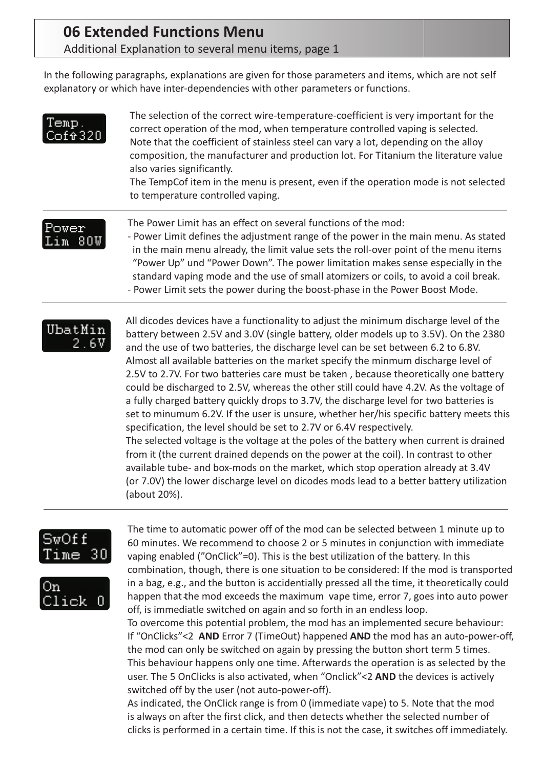## 06 Extended Functions Menu

Additional Explanation to several menu items, page 1

In the following paragraphs, explanations are given for those parameters and items, which are not self explanatory or which have inter-dependencies with other parameters or functions.

Temp. Cof⇑320

The selection of the correct wire-temperature-coefficient is very important for the correct operation of the mod, when temperature controlled vaping is selected. Note that the coefficient of stainless steel can vary a lot, depending on the alloy composition, the manufacturer and production lot. For Titanium the literature value also varies significantly.
The TempCof item in the menu is present, even if the operation mode is not selected to temperature controlled vaping.

---

Power Lim 80W

The Power Limit has an effect on several functions of the mod:
- Power Limit defines the adjustment range of the power in the main menu. As stated in the main menu already, the limit value sets the roll-over point of the menu items “Power Up” und “Power Down”. The power limitation makes sense especially in the standard vaping mode and the use of small atomizers or coils, to avoid a coil break.
- Power Limit sets the power during the boost-phase in the Power Boost Mode.

---

UbatMin 2.6V

All dicodes devices have a functionality to adjust the minimum discharge level of the battery between 2.5V and 3.0V (single battery, older models up to 3.5V). On the 2380 and the use of two batteries, the discharge level can be set between 6.2 to 6.8V. Almost all available batteries on the market specify the minmum discharge level of 2.5V to 2.7V. For two batteries care must be taken , because theoretically one battery could be discharged to 2.5V, whereas the other still could have 4.2V. As the voltage of a fully charged battery quickly drops to 3.7V, the discharge level for two batteries is set to minumum 6.2V. If the user is unsure, whether her/his specific battery meets this specification, the level should be set to 2.7V or 6.4V respectively.
The selected voltage is the voltage at the poles of the battery when current is drained from it (the current drained depends on the power at the coil). In contrast to other available tube- and box-mods on the market, which stop operation already at 3.4V (or 7.0V) the lower discharge level on dicodes mods lead to a better battery utilization (about 20%).

---

SwOff Time 30

On Click 0

The time to automatic power off of the mod can be selected between 1 minute up to 60 minutes. We recommend to choose 2 or 5 minutes in conjunction with immediate vaping enabled (”OnClick”=0). This is the best utilization of the battery. In this combination, though, there is one situation to be considered: If the mod is transported in a bag, e.g., and the button is accidentially pressed all the time, it theoretically could happen that the mod exceeds the maximum vape time, error 7, goes into auto power off, is immediatle switched on again and so forth in an endless loop.
To overcome this potential problem, the mod has an implemented secure behaviour: If “OnClicks”<2 **AND** Error 7 (TimeOut) happened **AND** the mod has an auto-power-off, the mod can only be switched on again by pressing the button short term 5 times. This behaviour happens only one time. Afterwards the operation is as selected by the user. The 5 OnClicks is also activated, when “Onclick”<2 **AND** the devices is actively switched off by the user (not auto-power-off).
As indicated, the OnClick range is from 0 (immediate vape) to 5. Note that the mod is always on after the first click, and then detects whether the selected number of clicks is performed in a certain time. If this is not the case, it switches off immediately.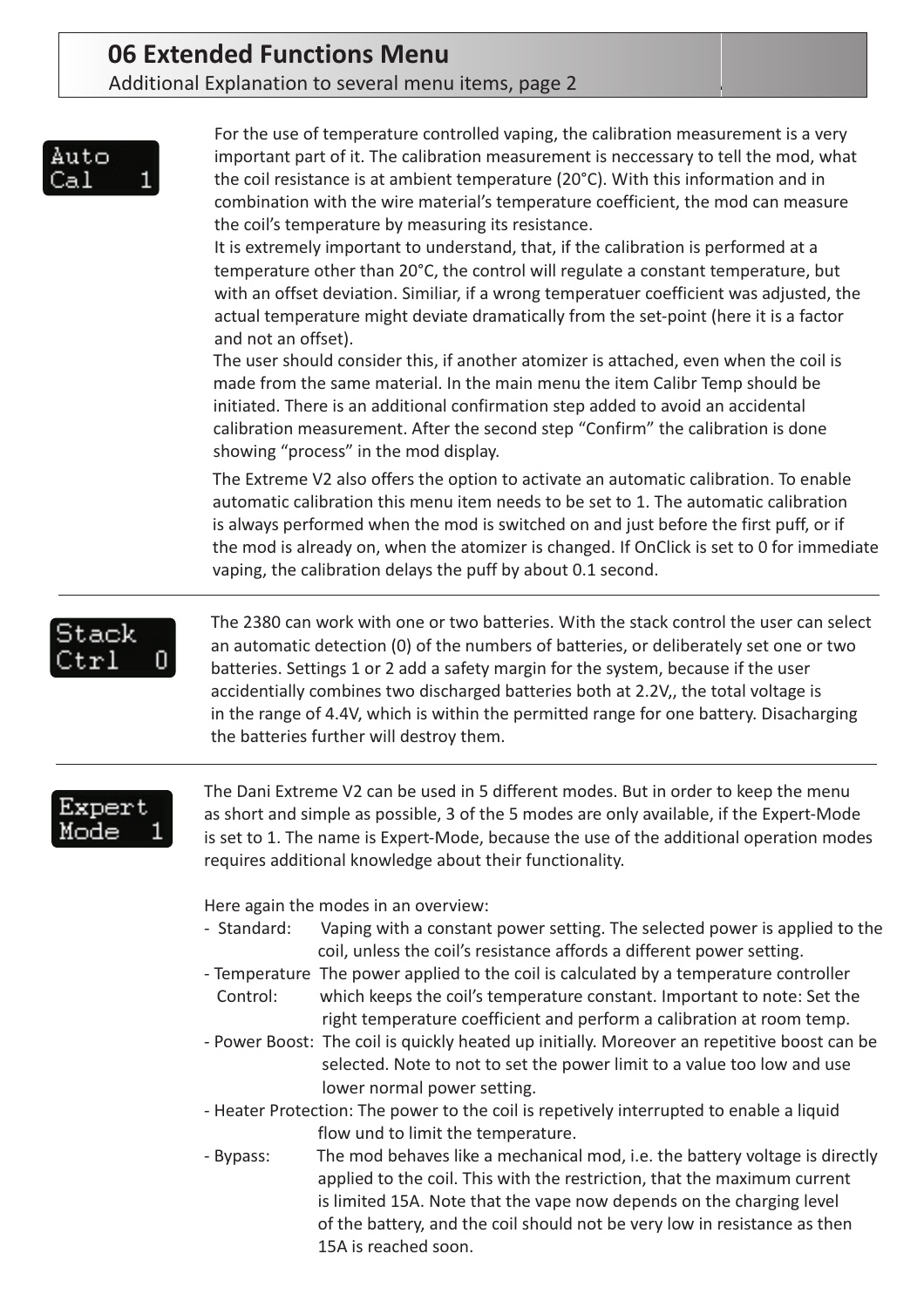## 06 Extended Functions Menu

Additional Explanation to several menu items, page 2

**Auto Cal 1**

For the use of temperature controlled vaping, the calibration measurement is a very important part of it. The calibration measurement is neccessary to tell the mod, what the coil resistance is at ambient temperature (20°C). With this information and in combination with the wire material's temperature coefficient, the mod can measure the coil's temperature by measuring its resistance.
It is extremely important to understand, that, if the calibration is performed at a temperature other than 20°C, the control will regulate a constant temperature, but with an offset deviation. Similiar, if a wrong temperatuer coefficient was adjusted, the actual temperature might deviate dramatically from the set-point (here it is a factor and not an offset).
The user should consider this, if another atomizer is attached, even when the coil is made from the same material. In the main menu the item Calibr Temp should be initiated. There is an additional confirmation step added to avoid an accidental calibration measurement. After the second step "Confirm" the calibration is done showing "process" in the mod display.

The Extreme V2 also offers the option to activate an automatic calibration. To enable automatic calibration this menu item needs to be set to 1. The automatic calibration is always performed when the mod is switched on and just before the first puff, or if the mod is already on, when the atomizer is changed. If OnClick is set to 0 for immediate vaping, the calibration delays the puff by about 0.1 second.

---

**Stack Ctrl 0**

The 2380 can work with one or two batteries. With the stack control the user can select an automatic detection (0) of the numbers of batteries, or deliberately set one or two batteries. Settings 1 or 2 add a safety margin for the system, because if the user accidentially combines two discharged batteries both at 2.2V,, the total voltage is in the range of 4.4V, which is within the permitted range for one battery. Disacharging the batteries further will destroy them.

---

**Expert Mode 1**

The Dani Extreme V2 can be used in 5 different modes. But in order to keep the menu as short and simple as possible, 3 of the 5 modes are only available, if the Expert-Mode is set to 1. The name is Expert-Mode, because the use of the additional operation modes requires additional knowledge about their functionality.

Here again the modes in an overview:

- Standard: Vaping with a constant power setting. The selected power is applied to the coil, unless the coil's resistance affords a different power setting.
- Temperature Control: The power applied to the coil is calculated by a temperature controller which keeps the coil's temperature constant. Important to note: Set the right temperature coefficient and perform a calibration at room temp.
- Power Boost: The coil is quickly heated up initially. Moreover an repetitive boost can be selected. Note to not to set the power limit to a value too low and use lower normal power setting.
- Heater Protection: The power to the coil is repetively interrupted to enable a liquid flow und to limit the temperature.
- Bypass: The mod behaves like a mechanical mod, i.e. the battery voltage is directly applied to the coil. This with the restriction, that the maximum current is limited 15A. Note that the vape now depends on the charging level of the battery, and the coil should not be very low in resistance as then 15A is reached soon.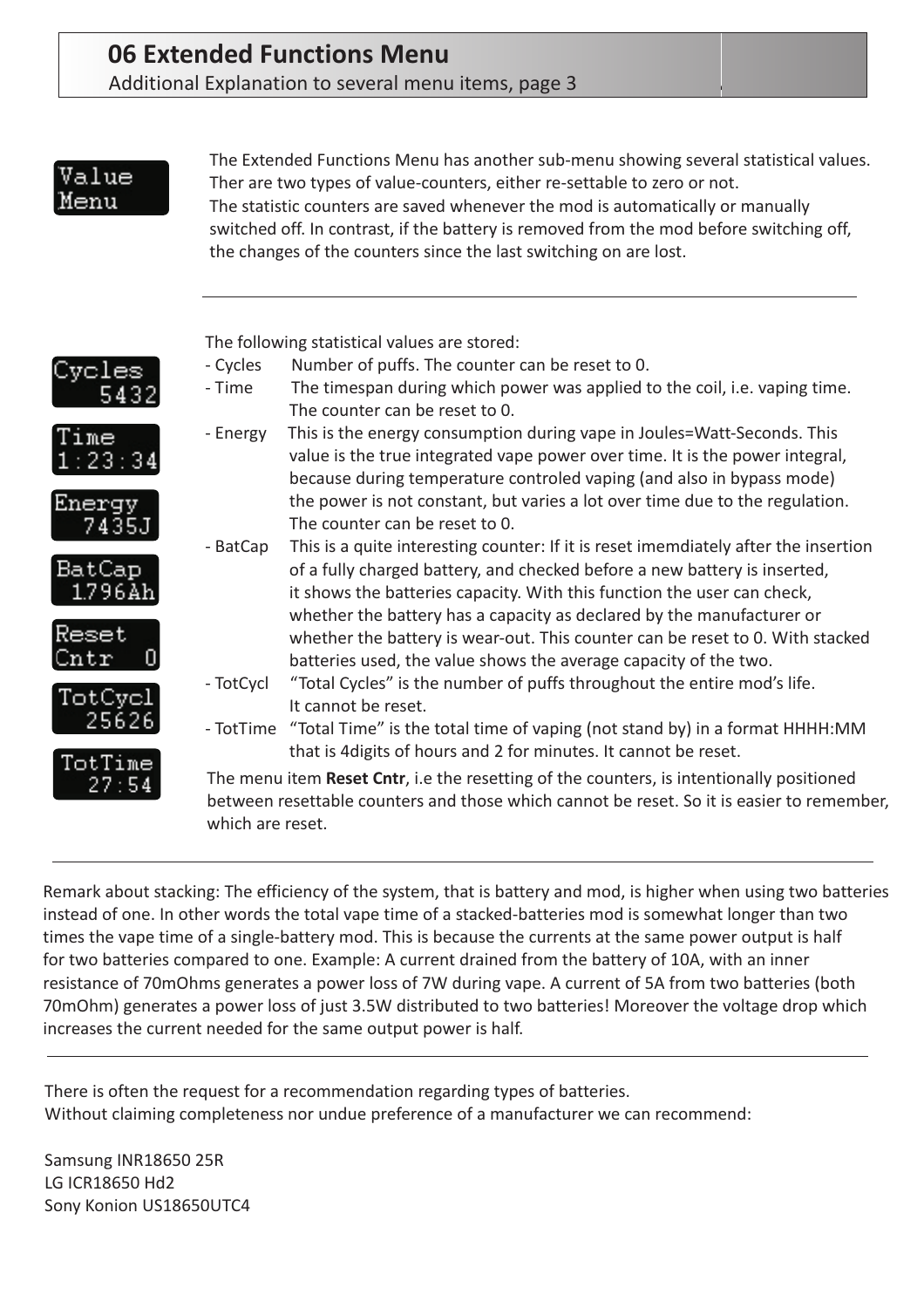## 06 Extended Functions Menu

Additional Explanation to several menu items, page 3

Value Menu

The Extended Functions Menu has another sub-menu showing several statistical values. Ther are two types of value-counters, either re-settable to zero or not.
The statistic counters are saved whenever the mod is automatically or manually switched off. In contrast, if the battery is removed from the mod before switching off, the changes of the counters since the last switching on are lost.

---

Cycles 5432

Time 1:23:34

Energy 7435J

BatCap 1.796Ah

Reset Cntr 0

TotCycl 25626

TotTime 27:54

The following statistical values are stored:

- Cycles    Number of puffs. The counter can be reset to 0.
- Time    The timespan during which power was applied to the coil, i.e. vaping time. The counter can be reset to 0.
- Energy    This is the energy consumption during vape in Joules=Watt-Seconds. This value is the true integrated vape power over time. It is the power integral, because during temperature controled vaping (and also in bypass mode) the power is not constant, but varies a lot over time due to the regulation. The counter can be reset to 0.
- BatCap    This is a quite interesting counter: If it is reset imemdiately after the insertion of a fully charged battery, and checked before a new battery is inserted, it shows the batteries capacity. With this function the user can check, whether the battery has a capacity as declared by the manufacturer or whether the battery is wear-out. This counter can be reset to 0. With stacked batteries used, the value shows the average capacity of the two.
- TotCycl    "Total Cycles" is the number of puffs throughout the entire mod's life. It cannot be reset.
- TotTime    "Total Time" is the total time of vaping (not stand by) in a format HHHH:MM that is 4digits of hours and 2 for minutes. It cannot be reset.

The menu item **Reset Cntr**, i.e the resetting of the counters, is intentionally positioned between resettable counters and those which cannot be reset. So it is easier to remember, which are reset.

---

Remark about stacking: The efficiency of the system, that is battery and mod, is higher when using two batteries instead of one. In other words the total vape time of a stacked-batteries mod is somewhat longer than two times the vape time of a single-battery mod. This is because the currents at the same power output is half for two batteries compared to one. Example: A current drained from the battery of 10A, with an inner resistance of 70mOhms generates a power loss of 7W during vape. A current of 5A from two batteries (both 70mOhm) generates a power loss of just 3.5W distributed to two batteries! Moreover the voltage drop which increases the current needed for the same output power is half.

---

There is often the request for a recommendation regarding types of batteries.
Without claiming completeness nor undue preference of a manufacturer we can recommend:

Samsung INR18650 25R
LG ICR18650 Hd2
Sony Konion US18650UTC4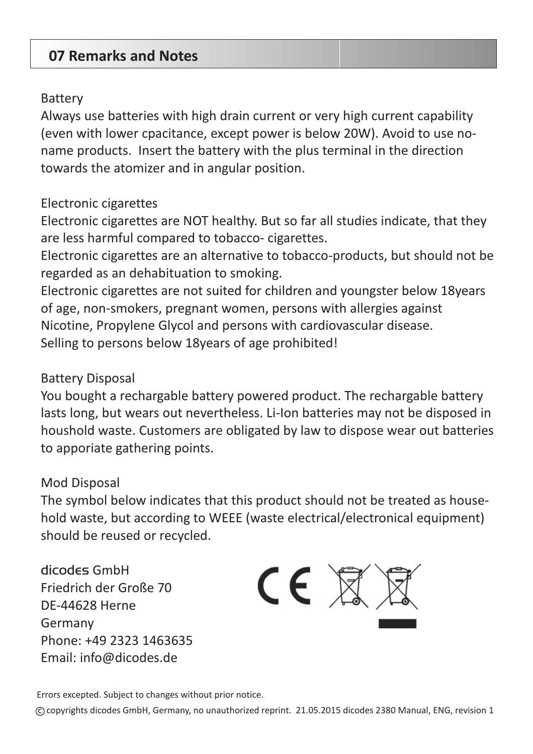## 07 Remarks and Notes

Battery

Always use batteries with high drain current or very high current capability (even with lower cpacitance, except power is below 20W). Avoid to use no-name products. Insert the battery with the plus terminal in the direction towards the atomizer and in angular position.

Electronic cigarettes

Electronic cigarettes are NOT healthy. But so far all studies indicate, that they are less harmful compared to tobacco- cigarettes.

Electronic cigarettes are an alternative to tobacco-products, but should not be regarded as an dehabituation to smoking.

Electronic cigarettes are not suited for children and youngster below 18years of age, non-smokers, pregnant women, persons with allergies against Nicotine, Propylene Glycol and persons with cardiovascular disease.

Selling to persons below 18years of age prohibited!

Battery Disposal

You bought a rechargable battery powered product. The rechargable battery lasts long, but wears out nevertheless. Li-Ion batteries may not be disposed in houshold waste. Customers are obligated by law to dispose wear out batteries to apporiate gathering points.

Mod Disposal

The symbol below indicates that this product should not be treated as house-hold waste, but according to WEEE (waste electrical/electronical equipment) should be reused or recycled.

dicodes GmbH
Friedrich der Große 70
DE-44628 Herne
Germany
Phone: +49 2323 1463635
Email: info@dicodes.de

Errors excepted. Subject to changes without prior notice.

© copyrights dicodes GmbH, Germany, no unauthorized reprint. 21.05.2015 dicodes 2380 Manual, ENG, revision 1